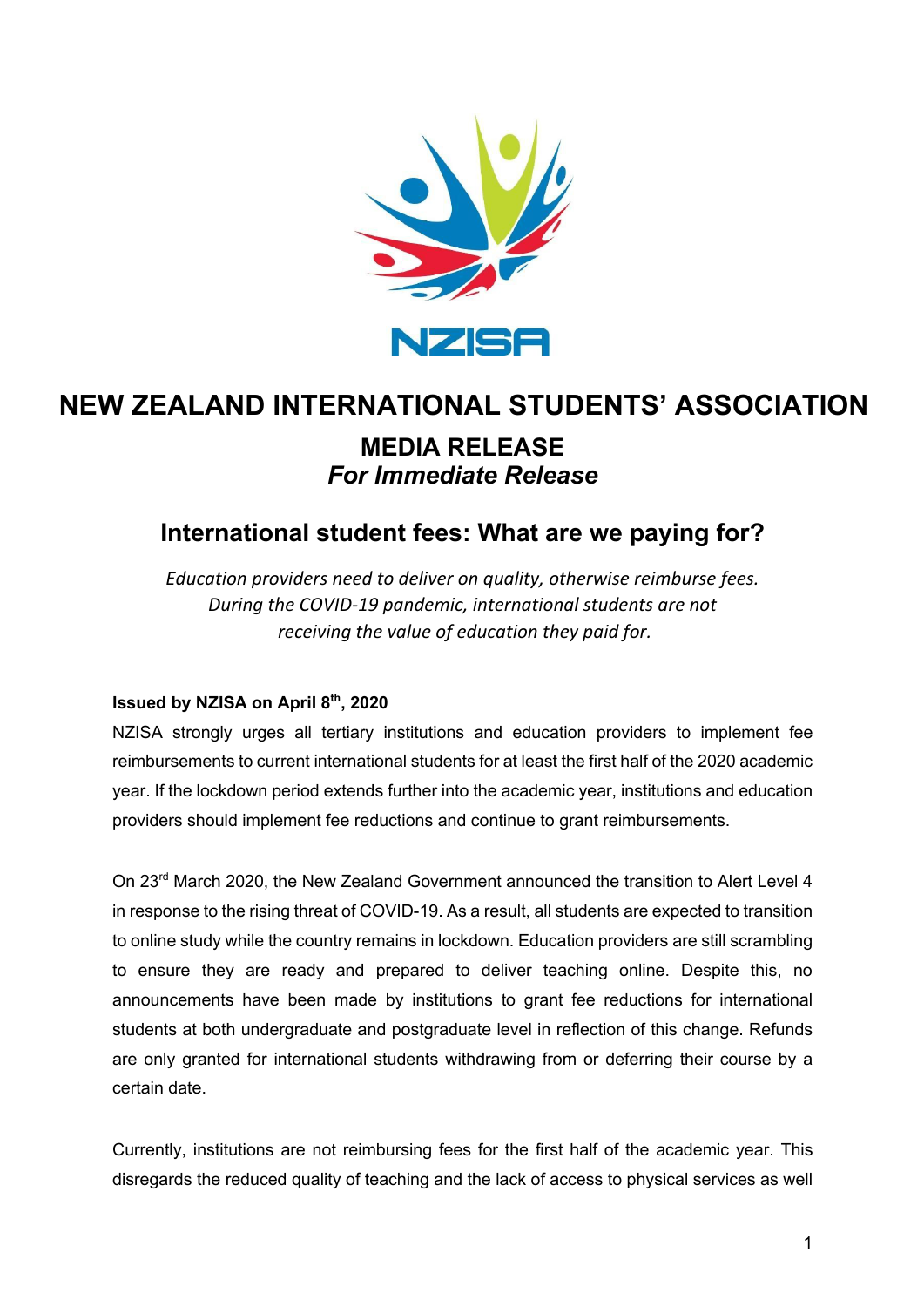NZISA

# NEW ZEALAND INTERNATIONAL STUDENTS' ASSOCIATION

## MEDIA RELEASE

***For Immediate Release***

## International student fees: What are we paying for?

*Education providers need to deliver on quality, otherwise reimburse fees. During the COVID-19 pandemic, international students are not receiving the value of education they paid for.*

**Issued by NZISA on April 8th, 2020**

NZISA strongly urges all tertiary institutions and education providers to implement fee reimbursements to current international students for at least the first half of the 2020 academic year. If the lockdown period extends further into the academic year, institutions and education providers should implement fee reductions and continue to grant reimbursements.

On 23rd March 2020, the New Zealand Government announced the transition to Alert Level 4 in response to the rising threat of COVID-19. As a result, all students are expected to transition to online study while the country remains in lockdown. Education providers are still scrambling to ensure they are ready and prepared to deliver teaching online. Despite this, no announcements have been made by institutions to grant fee reductions for international students at both undergraduate and postgraduate level in reflection of this change. Refunds are only granted for international students withdrawing from or deferring their course by a certain date.

Currently, institutions are not reimbursing fees for the first half of the academic year. This disregards the reduced quality of teaching and the lack of access to physical services as well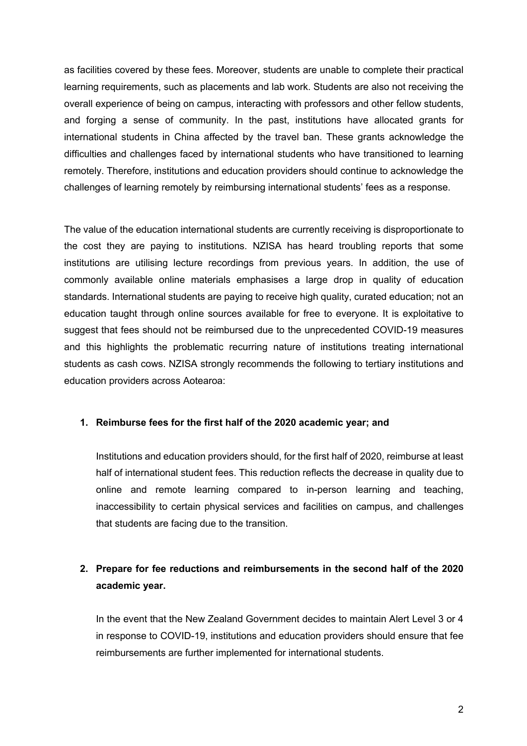as facilities covered by these fees. Moreover, students are unable to complete their practical learning requirements, such as placements and lab work. Students are also not receiving the overall experience of being on campus, interacting with professors and other fellow students, and forging a sense of community. In the past, institutions have allocated grants for international students in China affected by the travel ban. These grants acknowledge the difficulties and challenges faced by international students who have transitioned to learning remotely. Therefore, institutions and education providers should continue to acknowledge the challenges of learning remotely by reimbursing international students' fees as a response.

The value of the education international students are currently receiving is disproportionate to the cost they are paying to institutions. NZISA has heard troubling reports that some institutions are utilising lecture recordings from previous years. In addition, the use of commonly available online materials emphasises a large drop in quality of education standards. International students are paying to receive high quality, curated education; not an education taught through online sources available for free to everyone. It is exploitative to suggest that fees should not be reimbursed due to the unprecedented COVID-19 measures and this highlights the problematic recurring nature of institutions treating international students as cash cows. NZISA strongly recommends the following to tertiary institutions and education providers across Aotearoa:

1. **Reimburse fees for the first half of the 2020 academic year; and**

   Institutions and education providers should, for the first half of 2020, reimburse at least half of international student fees. This reduction reflects the decrease in quality due to online and remote learning compared to in-person learning and teaching, inaccessibility to certain physical services and facilities on campus, and challenges that students are facing due to the transition.

2. **Prepare for fee reductions and reimbursements in the second half of the 2020 academic year.**

   In the event that the New Zealand Government decides to maintain Alert Level 3 or 4 in response to COVID-19, institutions and education providers should ensure that fee reimbursements are further implemented for international students.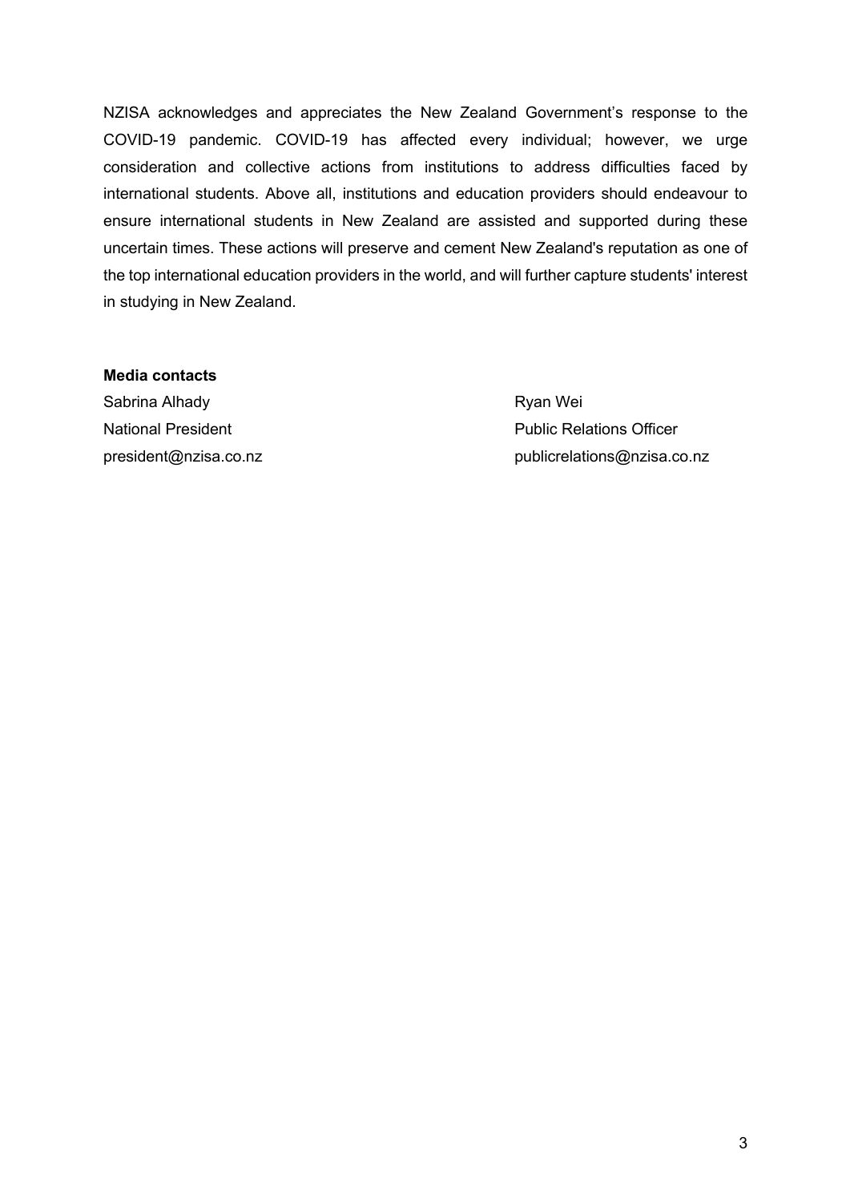NZISA acknowledges and appreciates the New Zealand Government's response to the COVID-19 pandemic. COVID-19 has affected every individual; however, we urge consideration and collective actions from institutions to address difficulties faced by international students. Above all, institutions and education providers should endeavour to ensure international students in New Zealand are assisted and supported during these uncertain times. These actions will preserve and cement New Zealand's reputation as one of the top international education providers in the world, and will further capture students' interest in studying in New Zealand.

**Media contacts**

Sabrina Alhady
National President
president@nzisa.co.nz

Ryan Wei
Public Relations Officer
publicrelations@nzisa.co.nz